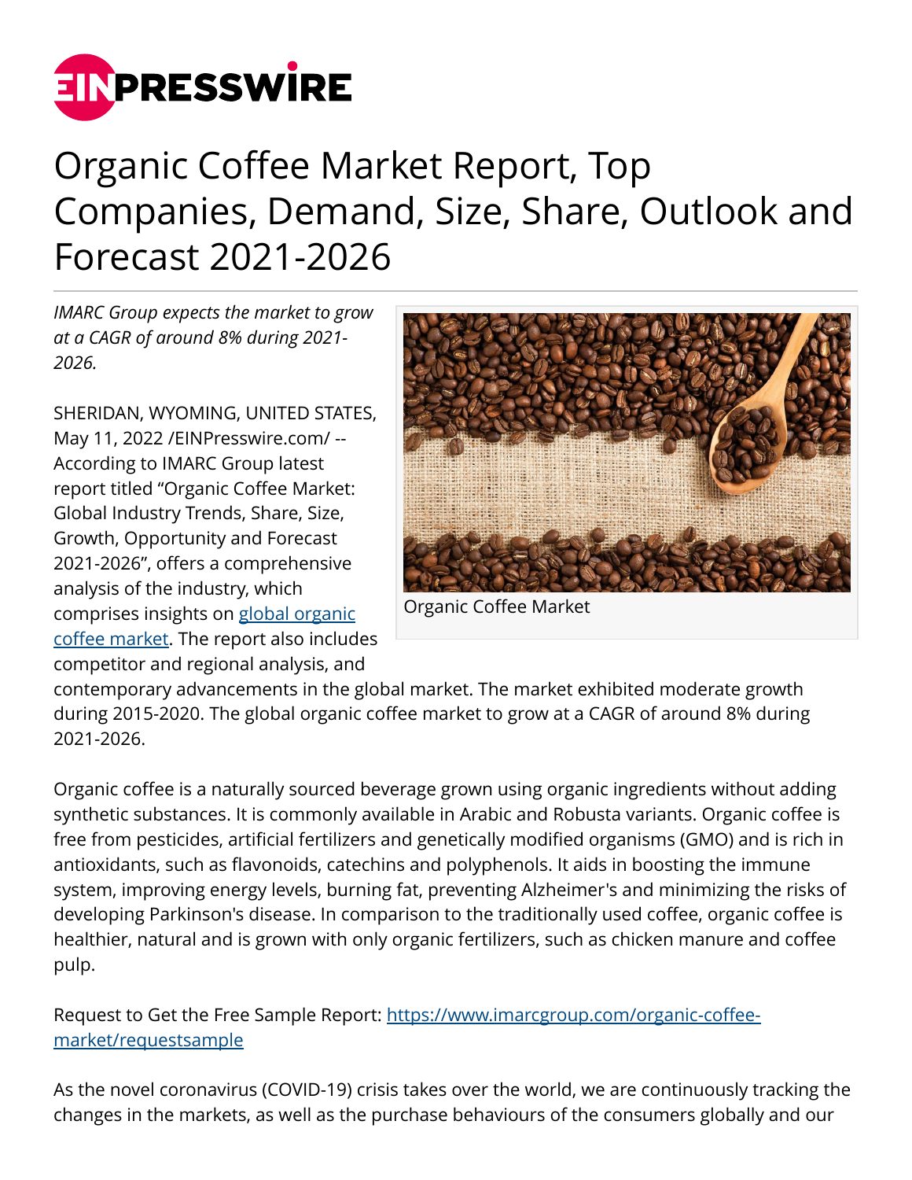# Organic Coffee Market Report, Top Companies, Demand, Size, Share, Outlook and Forecast 2021-2026

*IMARC Group expects the market to grow at a CAGR of around 8% during 2021-2026.*

Organic Coffee Market

SHERIDAN, WYOMING, UNITED STATES, May 11, 2022 /EINPresswire.com/ -- According to IMARC Group latest report titled "Organic Coffee Market: Global Industry Trends, Share, Size, Growth, Opportunity and Forecast 2021-2026", offers a comprehensive analysis of the industry, which comprises insights on global organic coffee market. The report also includes competitor and regional analysis, and contemporary advancements in the global market. The market exhibited moderate growth during 2015-2020. The global organic coffee market to grow at a CAGR of around 8% during 2021-2026.

Organic coffee is a naturally sourced beverage grown using organic ingredients without adding synthetic substances. It is commonly available in Arabic and Robusta variants. Organic coffee is free from pesticides, artificial fertilizers and genetically modified organisms (GMO) and is rich in antioxidants, such as flavonoids, catechins and polyphenols. It aids in boosting the immune system, improving energy levels, burning fat, preventing Alzheimer's and minimizing the risks of developing Parkinson's disease. In comparison to the traditionally used coffee, organic coffee is healthier, natural and is grown with only organic fertilizers, such as chicken manure and coffee pulp.

Request to Get the Free Sample Report: https://www.imarcgroup.com/organic-coffee-market/requestsample

As the novel coronavirus (COVID-19) crisis takes over the world, we are continuously tracking the changes in the markets, as well as the purchase behaviours of the consumers globally and our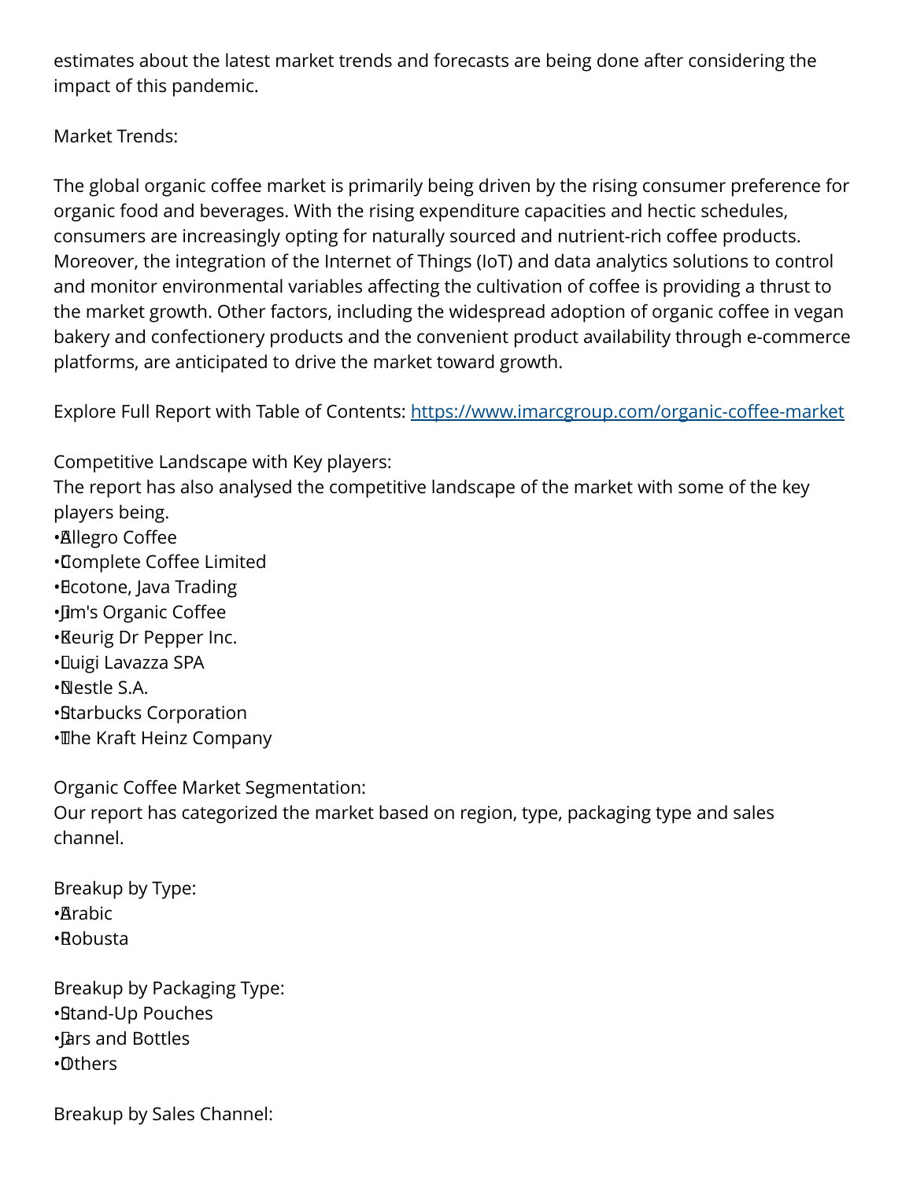estimates about the latest market trends and forecasts are being done after considering the impact of this pandemic.

Market Trends:

The global organic coffee market is primarily being driven by the rising consumer preference for organic food and beverages. With the rising expenditure capacities and hectic schedules, consumers are increasingly opting for naturally sourced and nutrient-rich coffee products. Moreover, the integration of the Internet of Things (IoT) and data analytics solutions to control and monitor environmental variables affecting the cultivation of coffee is providing a thrust to the market growth. Other factors, including the widespread adoption of organic coffee in vegan bakery and confectionery products and the convenient product availability through e-commerce platforms, are anticipated to drive the market toward growth.

Explore Full Report with Table of Contents: https://www.imarcgroup.com/organic-coffee-market

Competitive Landscape with Key players:
The report has also analysed the competitive landscape of the market with some of the key players being.

- Allegro Coffee
- Complete Coffee Limited
- Ecotone, Java Trading
- Jim's Organic Coffee
- Keurig Dr Pepper Inc.
- Luigi Lavazza SPA
- Nestle S.A.
- Starbucks Corporation
- The Kraft Heinz Company

Organic Coffee Market Segmentation:
Our report has categorized the market based on region, type, packaging type and sales channel.

Breakup by Type:

- Arabic
- Robusta

Breakup by Packaging Type:

- Stand-Up Pouches
- Jars and Bottles
- Others

Breakup by Sales Channel: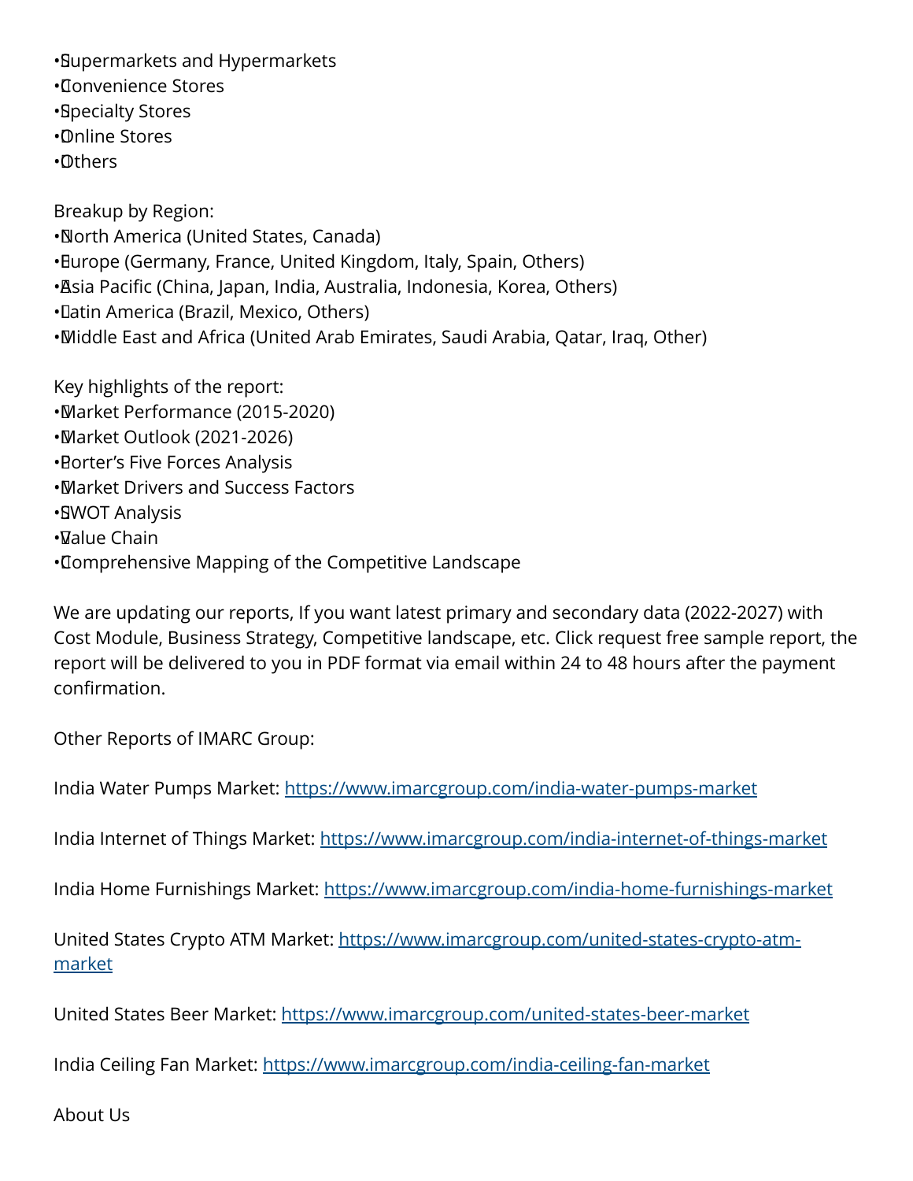- Supermarkets and Hypermarkets
- Convenience Stores
- Specialty Stores
- Online Stores
- Others

Breakup by Region:

- North America (United States, Canada)
- Europe (Germany, France, United Kingdom, Italy, Spain, Others)
- Asia Pacific (China, Japan, India, Australia, Indonesia, Korea, Others)
- Latin America (Brazil, Mexico, Others)
- Middle East and Africa (United Arab Emirates, Saudi Arabia, Qatar, Iraq, Other)

Key highlights of the report:

- Market Performance (2015-2020)
- Market Outlook (2021-2026)
- Porter's Five Forces Analysis
- Market Drivers and Success Factors
- SWOT Analysis
- Value Chain
- Comprehensive Mapping of the Competitive Landscape

We are updating our reports, If you want latest primary and secondary data (2022-2027) with Cost Module, Business Strategy, Competitive landscape, etc. Click request free sample report, the report will be delivered to you in PDF format via email within 24 to 48 hours after the payment confirmation.

Other Reports of IMARC Group:

India Water Pumps Market: https://www.imarcgroup.com/india-water-pumps-market

India Internet of Things Market: https://www.imarcgroup.com/india-internet-of-things-market

India Home Furnishings Market: https://www.imarcgroup.com/india-home-furnishings-market

United States Crypto ATM Market: https://www.imarcgroup.com/united-states-crypto-atm-market

United States Beer Market: https://www.imarcgroup.com/united-states-beer-market

India Ceiling Fan Market: https://www.imarcgroup.com/india-ceiling-fan-market

About Us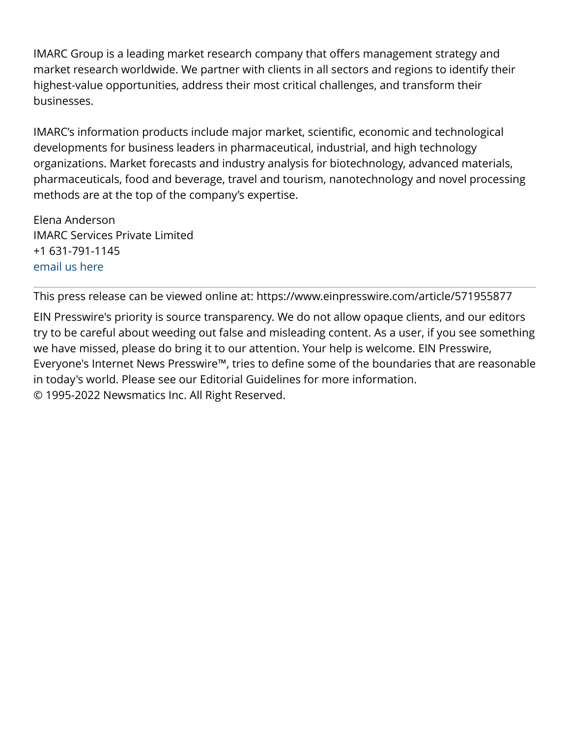IMARC Group is a leading market research company that offers management strategy and market research worldwide. We partner with clients in all sectors and regions to identify their highest-value opportunities, address their most critical challenges, and transform their businesses.

IMARC's information products include major market, scientific, economic and technological developments for business leaders in pharmaceutical, industrial, and high technology organizations. Market forecasts and industry analysis for biotechnology, advanced materials, pharmaceuticals, food and beverage, travel and tourism, nanotechnology and novel processing methods are at the top of the company's expertise.

Elena Anderson
IMARC Services Private Limited
+1 631-791-1145
email us here

---

This press release can be viewed online at: https://www.einpresswire.com/article/571955877

EIN Presswire's priority is source transparency. We do not allow opaque clients, and our editors try to be careful about weeding out false and misleading content. As a user, if you see something we have missed, please do bring it to our attention. Your help is welcome. EIN Presswire, Everyone's Internet News Presswire™, tries to define some of the boundaries that are reasonable in today's world. Please see our Editorial Guidelines for more information.
© 1995-2022 Newsmatics Inc. All Right Reserved.